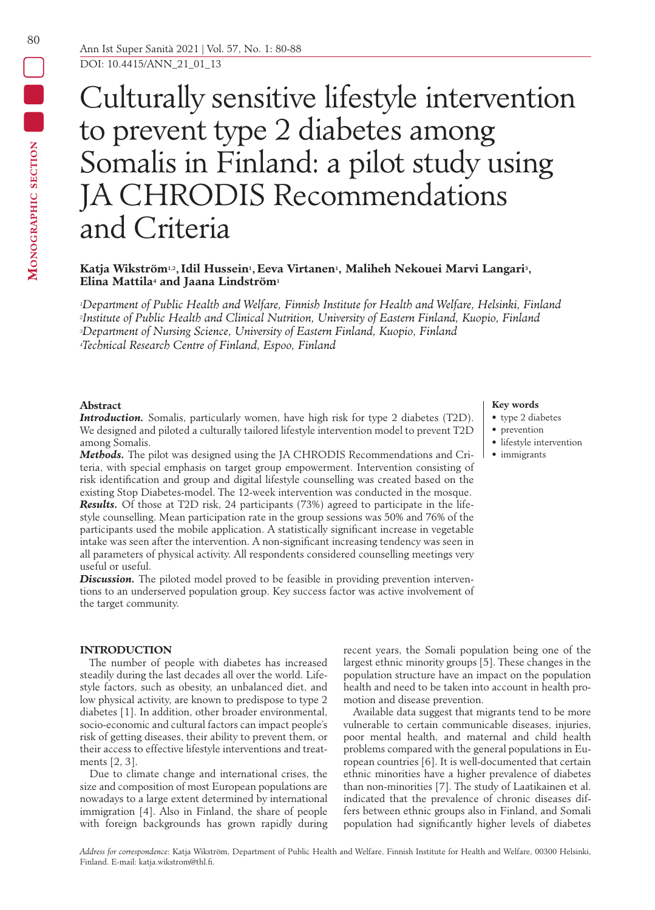# Culturally sensitive lifestyle intervention to prevent type 2 diabetes among Somalis in Finland: a pilot study using JA CHRODIS Recommendations and Criteria

**Katja Wikström[1,2], Idil Hussein[1], Eeva Virtanen[1], Maliheh Nekouei Marvi Langari[3], Elina Mattila[4] and Jaana Lindström[1]**

*[1]Department of Public Health and Welfare, Finnish Institute for Health and Welfare, Helsinki, Finland*
*[2]Institute of Public Health and Clinical Nutrition, University of Eastern Finland, Kuopio, Finland*
*[3]Department of Nursing Science, University of Eastern Finland, Kuopio, Finland*
*[4]Technical Research Centre of Finland, Espoo, Finland*

## Abstract

***Introduction.*** Somalis, particularly women, have high risk for type 2 diabetes (T2D). We designed and piloted a culturally tailored lifestyle intervention model to prevent T2D among Somalis.

***Methods.*** The pilot was designed using the JA CHRODIS Recommendations and Criteria, with special emphasis on target group empowerment. Intervention consisting of risk identification and group and digital lifestyle counselling was created based on the existing Stop Diabetes-model. The 12-week intervention was conducted in the mosque.

***Results.*** Of those at T2D risk, 24 participants (73%) agreed to participate in the lifestyle counselling. Mean participation rate in the group sessions was 50% and 76% of the participants used the mobile application. A statistically significant increase in vegetable intake was seen after the intervention. A non-significant increasing tendency was seen in all parameters of physical activity. All respondents considered counselling meetings very useful or useful.

***Discussion.*** The piloted model proved to be feasible in providing prevention interventions to an underserved population group. Key success factor was active involvement of the target community.

**Key words**
- type 2 diabetes
- prevention
- lifestyle intervention
- immigrants

## INTRODUCTION

The number of people with diabetes has increased steadily during the last decades all over the world. Lifestyle factors, such as obesity, an unbalanced diet, and low physical activity, are known to predispose to type 2 diabetes [1]. In addition, other broader environmental, socio-economic and cultural factors can impact people's risk of getting diseases, their ability to prevent them, or their access to effective lifestyle interventions and treatments [2, 3].

Due to climate change and international crises, the size and composition of most European populations are nowadays to a large extent determined by international immigration [4]. Also in Finland, the share of people with foreign backgrounds has grown rapidly during recent years, the Somali population being one of the largest ethnic minority groups [5]. These changes in the population structure have an impact on the population health and need to be taken into account in health promotion and disease prevention.

Available data suggest that migrants tend to be more vulnerable to certain communicable diseases, injuries, poor mental health, and maternal and child health problems compared with the general populations in European countries [6]. It is well-documented that certain ethnic minorities have a higher prevalence of diabetes than non-minorities [7]. The study of Laatikainen et al. indicated that the prevalence of chronic diseases differs between ethnic groups also in Finland, and Somali population had significantly higher levels of diabetes

*Address for correspondence*: Katja Wikström, Department of Public Health and Welfare, Finnish Institute for Health and Welfare, 00300 Helsinki, Finland. E-mail: katja.wikstrom@thl.fi.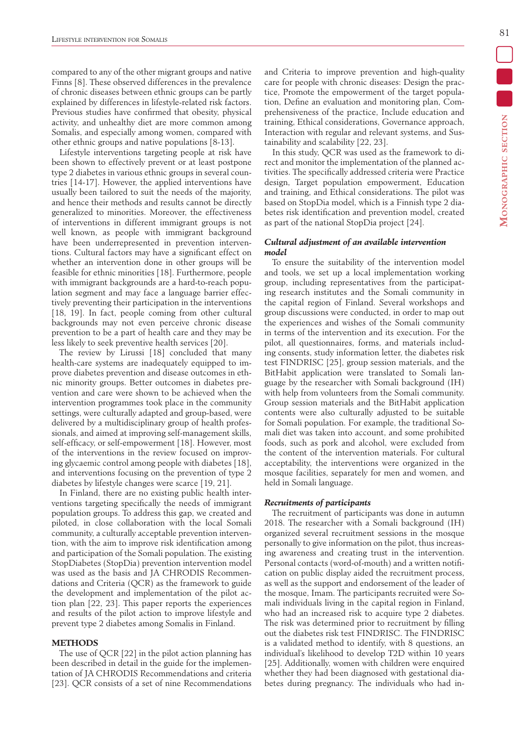compared to any of the other migrant groups and native Finns [8]. These observed differences in the prevalence of chronic diseases between ethnic groups can be partly explained by differences in lifestyle-related risk factors. Previous studies have confirmed that obesity, physical activity, and unhealthy diet are more common among Somalis, and especially among women, compared with other ethnic groups and native populations [8-13].

Lifestyle interventions targeting people at risk have been shown to effectively prevent or at least postpone type 2 diabetes in various ethnic groups in several countries [14-17]. However, the applied interventions have usually been tailored to suit the needs of the majority, and hence their methods and results cannot be directly generalized to minorities. Moreover, the effectiveness of interventions in different immigrant groups is not well known, as people with immigrant background have been underrepresented in prevention interventions. Cultural factors may have a significant effect on whether an intervention done in other groups will be feasible for ethnic minorities [18]. Furthermore, people with immigrant backgrounds are a hard-to-reach population segment and may face a language barrier effectively preventing their participation in the interventions [18, 19]. In fact, people coming from other cultural backgrounds may not even perceive chronic disease prevention to be a part of health care and they may be less likely to seek preventive health services [20].

The review by Lirussi [18] concluded that many health-care systems are inadequately equipped to improve diabetes prevention and disease outcomes in ethnic minority groups. Better outcomes in diabetes prevention and care were shown to be achieved when the intervention programmes took place in the community settings, were culturally adapted and group-based, were delivered by a multidisciplinary group of health professionals, and aimed at improving self-management skills, self-efficacy, or self-empowerment [18]. However, most of the interventions in the review focused on improving glycaemic control among people with diabetes [18], and interventions focusing on the prevention of type 2 diabetes by lifestyle changes were scarce [19, 21].

In Finland, there are no existing public health interventions targeting specifically the needs of immigrant population groups. To address this gap, we created and piloted, in close collaboration with the local Somali community, a culturally acceptable prevention intervention, with the aim to improve risk identification among and participation of the Somali population. The existing StopDiabetes (StopDia) prevention intervention model was used as the basis and JA CHRODIS Recommendations and Criteria (QCR) as the framework to guide the development and implementation of the pilot action plan [22, 23]. This paper reports the experiences and results of the pilot action to improve lifestyle and prevent type 2 diabetes among Somalis in Finland.

## METHODS

The use of QCR [22] in the pilot action planning has been described in detail in the guide for the implementation of JA CHRODIS Recommendations and criteria [23]. QCR consists of a set of nine Recommendations and Criteria to improve prevention and high-quality care for people with chronic diseases: Design the practice, Promote the empowerment of the target population, Define an evaluation and monitoring plan, Comprehensiveness of the practice, Include education and training, Ethical considerations, Governance approach, Interaction with regular and relevant systems, and Sustainability and scalability [22, 23].

In this study, QCR was used as the framework to direct and monitor the implementation of the planned activities. The specifically addressed criteria were Practice design, Target population empowerment, Education and training, and Ethical considerations. The pilot was based on StopDia model, which is a Finnish type 2 diabetes risk identification and prevention model, created as part of the national StopDia project [24].

### *Cultural adjustment of an available intervention model*

To ensure the suitability of the intervention model and tools, we set up a local implementation working group, including representatives from the participating research institutes and the Somali community in the capital region of Finland. Several workshops and group discussions were conducted, in order to map out the experiences and wishes of the Somali community in terms of the intervention and its execution. For the pilot, all questionnaires, forms, and materials including consents, study information letter, the diabetes risk test FINDRISC [25], group session materials, and the BitHabit application were translated to Somali language by the researcher with Somali background (IH) with help from volunteers from the Somali community. Group session materials and the BitHabit application contents were also culturally adjusted to be suitable for Somali population. For example, the traditional Somali diet was taken into account, and some prohibited foods, such as pork and alcohol, were excluded from the content of the intervention materials. For cultural acceptability, the interventions were organized in the mosque facilities, separately for men and women, and held in Somali language.

### *Recruitments of participants*

The recruitment of participants was done in autumn 2018. The researcher with a Somali background (IH) organized several recruitment sessions in the mosque personally to give information on the pilot, thus increasing awareness and creating trust in the intervention. Personal contacts (word-of-mouth) and a written notification on public display aided the recruitment process, as well as the support and endorsement of the leader of the mosque, Imam. The participants recruited were Somali individuals living in the capital region in Finland, who had an increased risk to acquire type 2 diabetes. The risk was determined prior to recruitment by filling out the diabetes risk test FINDRISC. The FINDRISC is a validated method to identify, with 8 questions, an individual's likelihood to develop T2D within 10 years [25]. Additionally, women with children were enquired whether they had been diagnosed with gestational diabetes during pregnancy. The individuals who had in-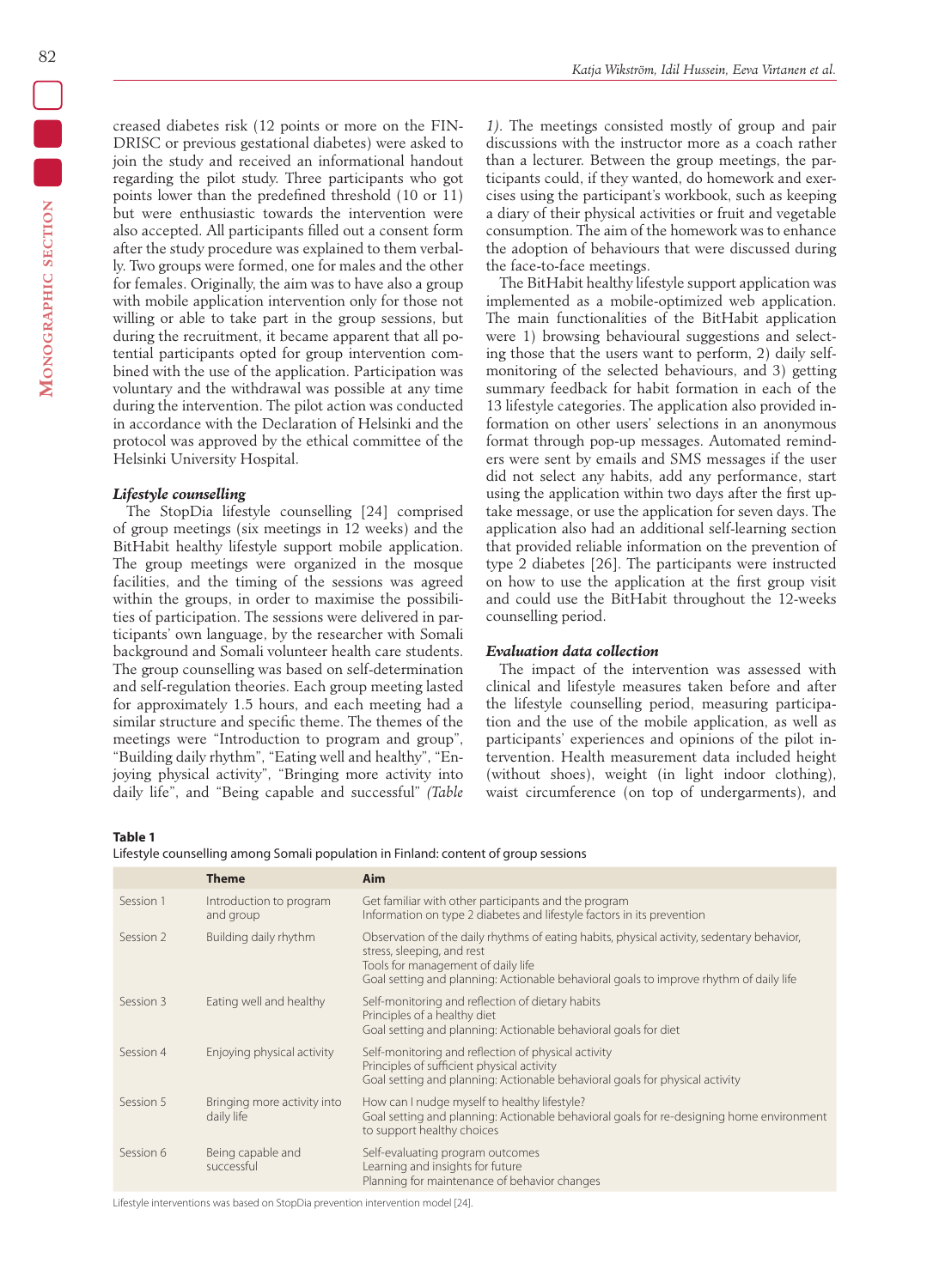creased diabetes risk (12 points or more on the FINDRISC or previous gestational diabetes) were asked to join the study and received an informational handout regarding the pilot study. Three participants who got points lower than the predefined threshold (10 or 11) but were enthusiastic towards the intervention were also accepted. All participants filled out a consent form after the study procedure was explained to them verbally. Two groups were formed, one for males and the other for females. Originally, the aim was to have also a group with mobile application intervention only for those not willing or able to take part in the group sessions, but during the recruitment, it became apparent that all potential participants opted for group intervention combined with the use of the application. Participation was voluntary and the withdrawal was possible at any time during the intervention. The pilot action was conducted in accordance with the Declaration of Helsinki and the protocol was approved by the ethical committee of the Helsinki University Hospital.

### *Lifestyle counselling*

The StopDia lifestyle counselling [24] comprised of group meetings (six meetings in 12 weeks) and the BitHabit healthy lifestyle support mobile application. The group meetings were organized in the mosque facilities, and the timing of the sessions was agreed within the groups, in order to maximise the possibilities of participation. The sessions were delivered in participants' own language, by the researcher with Somali background and Somali volunteer health care students. The group counselling was based on self-determination and self-regulation theories. Each group meeting lasted for approximately 1.5 hours, and each meeting had a similar structure and specific theme. The themes of the meetings were "Introduction to program and group", "Building daily rhythm", "Eating well and healthy", "Enjoying physical activity", "Bringing more activity into daily life", and "Being capable and successful" *(Table 1)*. The meetings consisted mostly of group and pair discussions with the instructor more as a coach rather than a lecturer. Between the group meetings, the participants could, if they wanted, do homework and exercises using the participant's workbook, such as keeping a diary of their physical activities or fruit and vegetable consumption. The aim of the homework was to enhance the adoption of behaviours that were discussed during the face-to-face meetings.

The BitHabit healthy lifestyle support application was implemented as a mobile-optimized web application. The main functionalities of the BitHabit application were 1) browsing behavioural suggestions and selecting those that the users want to perform, 2) daily self-monitoring of the selected behaviours, and 3) getting summary feedback for habit formation in each of the 13 lifestyle categories. The application also provided information on other users' selections in an anonymous format through pop-up messages. Automated reminders were sent by emails and SMS messages if the user did not select any habits, add any performance, start using the application within two days after the first uptake message, or use the application for seven days. The application also had an additional self-learning section that provided reliable information on the prevention of type 2 diabetes [26]. The participants were instructed on how to use the application at the first group visit and could use the BitHabit throughout the 12-weeks counselling period.

### *Evaluation data collection*

The impact of the intervention was assessed with clinical and lifestyle measures taken before and after the lifestyle counselling period, measuring participation and the use of the mobile application, as well as participants' experiences and opinions of the pilot intervention. Health measurement data included height (without shoes), weight (in light indoor clothing), waist circumference (on top of undergarments), and

**Table 1**
Lifestyle counselling among Somali population in Finland: content of group sessions

| | Theme | Aim |
|---|---|---|
| Session 1 | Introduction to program and group | Get familiar with other participants and the program<br>Information on type 2 diabetes and lifestyle factors in its prevention |
| Session 2 | Building daily rhythm | Observation of the daily rhythms of eating habits, physical activity, sedentary behavior, stress, sleeping, and rest<br>Tools for management of daily life<br>Goal setting and planning: Actionable behavioral goals to improve rhythm of daily life |
| Session 3 | Eating well and healthy | Self-monitoring and reflection of dietary habits<br>Principles of a healthy diet<br>Goal setting and planning: Actionable behavioral goals for diet |
| Session 4 | Enjoying physical activity | Self-monitoring and reflection of physical activity<br>Principles of sufficient physical activity<br>Goal setting and planning: Actionable behavioral goals for physical activity |
| Session 5 | Bringing more activity into daily life | How can I nudge myself to healthy lifestyle?<br>Goal setting and planning: Actionable behavioral goals for re-designing home environment to support healthy choices |
| Session 6 | Being capable and successful | Self-evaluating program outcomes<br>Learning and insights for future<br>Planning for maintenance of behavior changes |

Lifestyle interventions was based on StopDia prevention intervention model [24].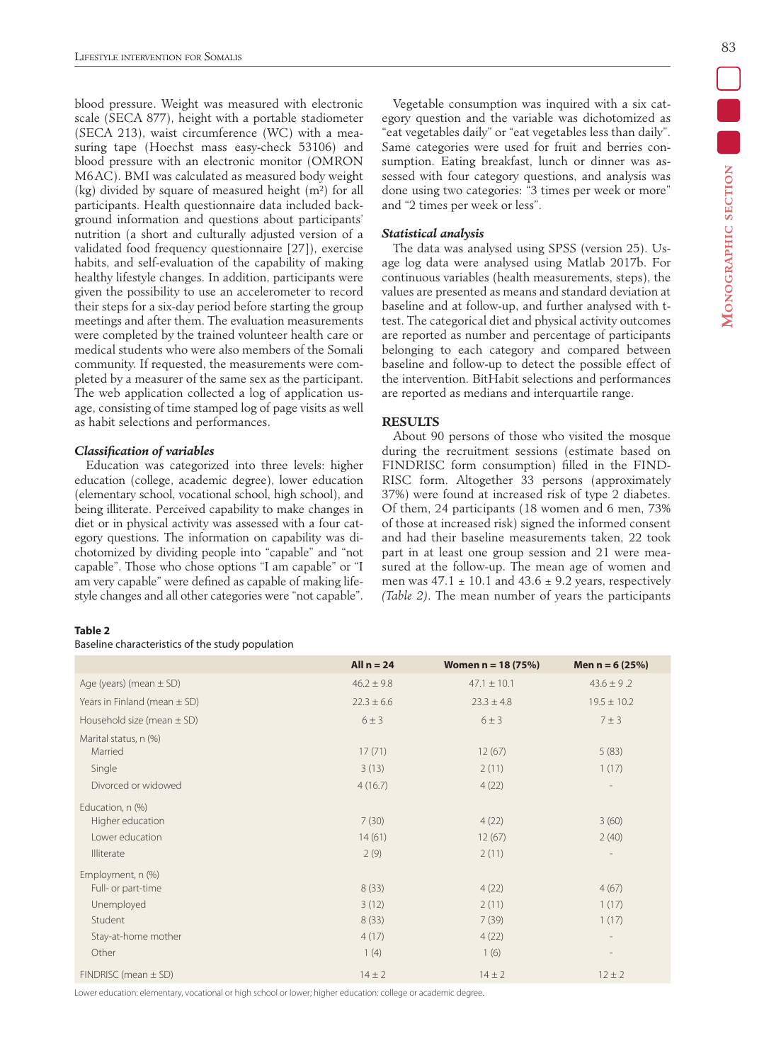blood pressure. Weight was measured with electronic scale (SECA 877), height with a portable stadiometer (SECA 213), waist circumference (WC) with a measuring tape (Hoechst mass easy-check 53106) and blood pressure with an electronic monitor (OMRON M6AC). BMI was calculated as measured body weight (kg) divided by square of measured height ($m^2$) for all participants. Health questionnaire data included background information and questions about participants' nutrition (a short and culturally adjusted version of a validated food frequency questionnaire [27]), exercise habits, and self-evaluation of the capability of making healthy lifestyle changes. In addition, participants were given the possibility to use an accelerometer to record their steps for a six-day period before starting the group meetings and after them. The evaluation measurements were completed by the trained volunteer health care or medical students who were also members of the Somali community. If requested, the measurements were completed by a measurer of the same sex as the participant. The web application collected a log of application usage, consisting of time stamped log of page visits as well as habit selections and performances.

### *Classification of variables*

Education was categorized into three levels: higher education (college, academic degree), lower education (elementary school, vocational school, high school), and being illiterate. Perceived capability to make changes in diet or in physical activity was assessed with a four category questions. The information on capability was dichotomized by dividing people into "capable" and "not capable". Those who chose options "I am capable" or "I am very capable" were defined as capable of making lifestyle changes and all other categories were "not capable".

Vegetable consumption was inquired with a six category question and the variable was dichotomized as "eat vegetables daily" or "eat vegetables less than daily". Same categories were used for fruit and berries consumption. Eating breakfast, lunch or dinner was assessed with four category questions, and analysis was done using two categories: "3 times per week or more" and "2 times per week or less".

### *Statistical analysis*

The data was analysed using SPSS (version 25). Usage log data were analysed using Matlab 2017b. For continuous variables (health measurements, steps), the values are presented as means and standard deviation at baseline and at follow-up, and further analysed with t-test. The categorical diet and physical activity outcomes are reported as number and percentage of participants belonging to each category and compared between baseline and follow-up to detect the possible effect of the intervention. BitHabit selections and performances are reported as medians and interquartile range.

## RESULTS

About 90 persons of those who visited the mosque during the recruitment sessions (estimate based on FINDRISC form consumption) filled in the FINDRISC form. Altogether 33 persons (approximately 37%) were found at increased risk of type 2 diabetes. Of them, 24 participants (18 women and 6 men, 73% of those at increased risk) signed the informed consent and had their baseline measurements taken, 22 took part in at least one group session and 21 were measured at the follow-up. The mean age of women and men was 47.1 ± 10.1 and 43.6 ± 9.2 years, respectively *(Table 2)*. The mean number of years the participants

**Table 2**

Baseline characteristics of the study population

| | All n = 24 | Women n = 18 (75%) | Men n = 6 (25%) |
|---|---|---|---|
| Age (years) (mean ± SD) | 46.2 ± 9.8 | 47.1 ± 10.1 | 43.6 ± 9 .2 |
| Years in Finland (mean ± SD) | 22.3 ± 6.6 | 23.3 ± 4.8 | 19.5 ± 10.2 |
| Household size (mean ± SD) | 6 ± 3 | 6 ± 3 | 7 ± 3 |
| Marital status, n (%) | | | |
| Married | 17 (71) | 12 (67) | 5 (83) |
| Single | 3 (13) | 2 (11) | 1 (17) |
| Divorced or widowed | 4 (16.7) | 4 (22) | - |
| Education, n (%) | | | |
| Higher education | 7 (30) | 4 (22) | 3 (60) |
| Lower education | 14 (61) | 12 (67) | 2 (40) |
| Illiterate | 2 (9) | 2 (11) | - |
| Employment, n (%) | | | |
| Full- or part-time | 8 (33) | 4 (22) | 4 (67) |
| Unemployed | 3 (12) | 2 (11) | 1 (17) |
| Student | 8 (33) | 7 (39) | 1 (17) |
| Stay-at-home mother | 4 (17) | 4 (22) | - |
| Other | 1 (4) | 1 (6) | - |
| FINDRISC (mean ± SD) | 14 ± 2 | 14 ± 2 | 12 ± 2 |

Lower education: elementary, vocational or high school or lower; higher education: college or academic degree.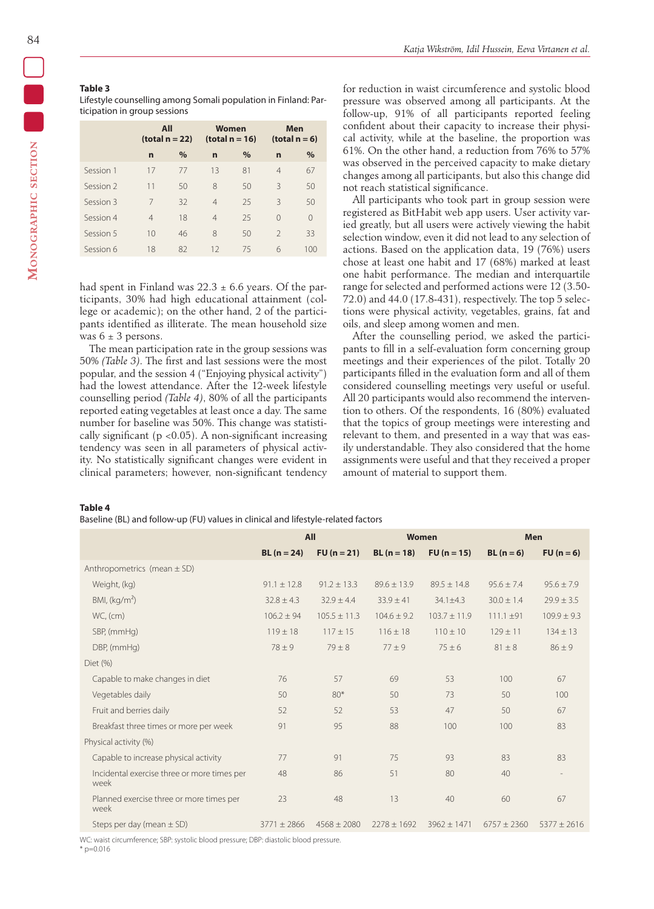**Table 3**
Lifestyle counselling among Somali population in Finland: Participation in group sessions

| | All (total n = 22) | | Women (total n = 16) | | Men (total n = 6) | |
|---|---|---|---|---|---|---|
| | n | % | n | % | n | % |
| Session 1 | 17 | 77 | 13 | 81 | 4 | 67 |
| Session 2 | 11 | 50 | 8 | 50 | 3 | 50 |
| Session 3 | 7 | 32 | 4 | 25 | 3 | 50 |
| Session 4 | 4 | 18 | 4 | 25 | 0 | 0 |
| Session 5 | 10 | 46 | 8 | 50 | 2 | 33 |
| Session 6 | 18 | 82 | 12 | 75 | 6 | 100 |

had spent in Finland was 22.3 ± 6.6 years. Of the participants, 30% had high educational attainment (college or academic); on the other hand, 2 of the participants identified as illiterate. The mean household size was 6 ± 3 persons.

The mean participation rate in the group sessions was 50% *(Table 3)*. The first and last sessions were the most popular, and the session 4 ("Enjoying physical activity") had the lowest attendance. After the 12-week lifestyle counselling period *(Table 4)*, 80% of all the participants reported eating vegetables at least once a day. The same number for baseline was 50%. This change was statistically significant ($p < 0.05$). A non-significant increasing tendency was seen in all parameters of physical activity. No statistically significant changes were evident in clinical parameters; however, non-significant tendency for reduction in waist circumference and systolic blood pressure was observed among all participants. At the follow-up, 91% of all participants reported feeling confident about their capacity to increase their physical activity, while at the baseline, the proportion was 61%. On the other hand, a reduction from 76% to 57% was observed in the perceived capacity to make dietary changes among all participants, but also this change did not reach statistical significance.

All participants who took part in group session were registered as BitHabit web app users. User activity varied greatly, but all users were actively viewing the habit selection window, even it did not lead to any selection of actions. Based on the application data, 19 (76%) users chose at least one habit and 17 (68%) marked at least one habit performance. The median and interquartile range for selected and performed actions were 12 (3.50-72.0) and 44.0 (17.8-431), respectively. The top 5 selections were physical activity, vegetables, grains, fat and oils, and sleep among women and men.

After the counselling period, we asked the participants to fill in a self-evaluation form concerning group meetings and their experiences of the pilot. Totally 20 participants filled in the evaluation form and all of them considered counselling meetings very useful or useful. All 20 participants would also recommend the intervention to others. Of the respondents, 16 (80%) evaluated that the topics of group meetings were interesting and relevant to them, and presented in a way that was easily understandable. They also considered that the home assignments were useful and that they received a proper amount of material to support them.

**Table 4**
Baseline (BL) and follow-up (FU) values in clinical and lifestyle-related factors

| | All | | Women | | Men | |
|---|---|---|---|---|---|---|
| | BL (n = 24) | FU (n = 21) | BL (n = 18) | FU (n = 15) | BL (n = 6) | FU (n = 6) |
| Anthropometrics (mean ± SD) | | | | | | |
| Weight, (kg) | 91.1 ± 12.8 | 91.2 ± 13.3 | 89.6 ± 13.9 | 89.5 ± 14.8 | 95.6 ± 7.4 | 95.6 ± 7.9 |
| BMI, (kg/m$^2$) | 32.8 ± 4.3 | 32.9 ± 4.4 | 33.9 ± 41 | 34.1±4.3 | 30.0 ± 1.4 | 29.9 ± 3.5 |
| WC, (cm) | 106.2 ± 94 | 105.5 ± 11.3 | 104.6 ± 9.2 | 103.7 ± 11.9 | 111.1 ±91 | 109.9 ± 9.3 |
| SBP, (mmHg) | 119 ± 18 | 117 ± 15 | 116 ± 18 | 110 ± 10 | 129 ± 11 | 134 ± 13 |
| DBP, (mmHg) | 78 ± 9 | 79 ± 8 | 77 ± 9 | 75 ± 6 | 81 ± 8 | 86 ± 9 |
| Diet (%) | | | | | | |
| Capable to make changes in diet | 76 | 57 | 69 | 53 | 100 | 67 |
| Vegetables daily | 50 | 80* | 50 | 73 | 50 | 100 |
| Fruit and berries daily | 52 | 52 | 53 | 47 | 50 | 67 |
| Breakfast three times or more per week | 91 | 95 | 88 | 100 | 100 | 83 |
| Physical activity (%) | | | | | | |
| Capable to increase physical activity | 77 | 91 | 75 | 93 | 83 | 83 |
| Incidental exercise three or more times per week | 48 | 86 | 51 | 80 | 40 | - |
| Planned exercise three or more times per week | 23 | 48 | 13 | 40 | 60 | 67 |
| Steps per day (mean ± SD) | 3771 ± 2866 | 4568 ± 2080 | 2278 ± 1692 | 3962 ± 1471 | 6757 ± 2360 | 5377 ± 2616 |

WC: waist circumference; SBP: systolic blood pressure; DBP: diastolic blood pressure.
* p=0.016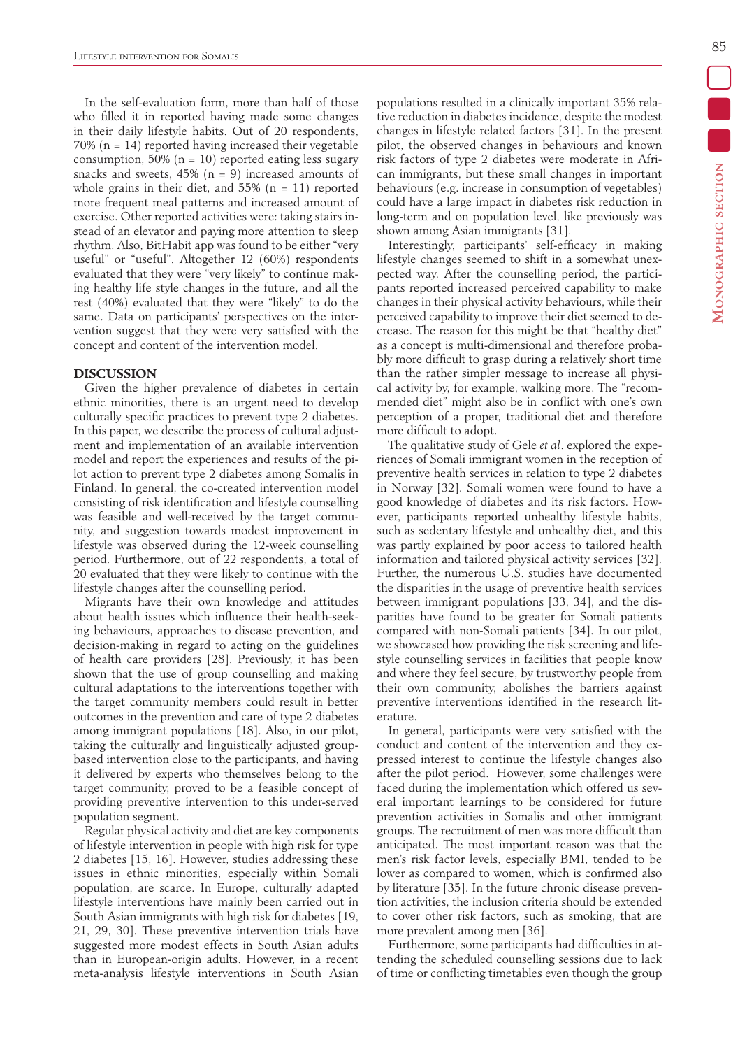In the self-evaluation form, more than half of those who filled it in reported having made some changes in their daily lifestyle habits. Out of 20 respondents, 70% (n = 14) reported having increased their vegetable consumption, 50% (n = 10) reported eating less sugary snacks and sweets, 45% (n = 9) increased amounts of whole grains in their diet, and 55% (n = 11) reported more frequent meal patterns and increased amount of exercise. Other reported activities were: taking stairs instead of an elevator and paying more attention to sleep rhythm. Also, BitHabit app was found to be either "very useful" or "useful". Altogether 12 (60%) respondents evaluated that they were "very likely" to continue making healthy life style changes in the future, and all the rest (40%) evaluated that they were "likely" to do the same. Data on participants' perspectives on the intervention suggest that they were very satisfied with the concept and content of the intervention model.

## DISCUSSION

Given the higher prevalence of diabetes in certain ethnic minorities, there is an urgent need to develop culturally specific practices to prevent type 2 diabetes. In this paper, we describe the process of cultural adjustment and implementation of an available intervention model and report the experiences and results of the pilot action to prevent type 2 diabetes among Somalis in Finland. In general, the co-created intervention model consisting of risk identification and lifestyle counselling was feasible and well-received by the target community, and suggestion towards modest improvement in lifestyle was observed during the 12-week counselling period. Furthermore, out of 22 respondents, a total of 20 evaluated that they were likely to continue with the lifestyle changes after the counselling period.

Migrants have their own knowledge and attitudes about health issues which influence their health-seeking behaviours, approaches to disease prevention, and decision-making in regard to acting on the guidelines of health care providers [28]. Previously, it has been shown that the use of group counselling and making cultural adaptations to the interventions together with the target community members could result in better outcomes in the prevention and care of type 2 diabetes among immigrant populations [18]. Also, in our pilot, taking the culturally and linguistically adjusted group-based intervention close to the participants, and having it delivered by experts who themselves belong to the target community, proved to be a feasible concept of providing preventive intervention to this under-served population segment.

Regular physical activity and diet are key components of lifestyle intervention in people with high risk for type 2 diabetes [15, 16]. However, studies addressing these issues in ethnic minorities, especially within Somali population, are scarce. In Europe, culturally adapted lifestyle interventions have mainly been carried out in South Asian immigrants with high risk for diabetes [19, 21, 29, 30]. These preventive intervention trials have suggested more modest effects in South Asian adults than in European-origin adults. However, in a recent meta-analysis lifestyle interventions in South Asian populations resulted in a clinically important 35% relative reduction in diabetes incidence, despite the modest changes in lifestyle related factors [31]. In the present pilot, the observed changes in behaviours and known risk factors of type 2 diabetes were moderate in African immigrants, but these small changes in important behaviours (e.g. increase in consumption of vegetables) could have a large impact in diabetes risk reduction in long-term and on population level, like previously was shown among Asian immigrants [31].

Interestingly, participants' self-efficacy in making lifestyle changes seemed to shift in a somewhat unexpected way. After the counselling period, the participants reported increased perceived capability to make changes in their physical activity behaviours, while their perceived capability to improve their diet seemed to decrease. The reason for this might be that "healthy diet" as a concept is multi-dimensional and therefore probably more difficult to grasp during a relatively short time than the rather simpler message to increase all physical activity by, for example, walking more. The "recommended diet" might also be in conflict with one's own perception of a proper, traditional diet and therefore more difficult to adopt.

The qualitative study of Gele *et al*. explored the experiences of Somali immigrant women in the reception of preventive health services in relation to type 2 diabetes in Norway [32]. Somali women were found to have a good knowledge of diabetes and its risk factors. However, participants reported unhealthy lifestyle habits, such as sedentary lifestyle and unhealthy diet, and this was partly explained by poor access to tailored health information and tailored physical activity services [32]. Further, the numerous U.S. studies have documented the disparities in the usage of preventive health services between immigrant populations [33, 34], and the disparities have found to be greater for Somali patients compared with non-Somali patients [34]. In our pilot, we showcased how providing the risk screening and lifestyle counselling services in facilities that people know and where they feel secure, by trustworthy people from their own community, abolishes the barriers against preventive interventions identified in the research literature.

In general, participants were very satisfied with the conduct and content of the intervention and they expressed interest to continue the lifestyle changes also after the pilot period. However, some challenges were faced during the implementation which offered us several important learnings to be considered for future prevention activities in Somalis and other immigrant groups. The recruitment of men was more difficult than anticipated. The most important reason was that the men's risk factor levels, especially BMI, tended to be lower as compared to women, which is confirmed also by literature [35]. In the future chronic disease prevention activities, the inclusion criteria should be extended to cover other risk factors, such as smoking, that are more prevalent among men [36].

Furthermore, some participants had difficulties in attending the scheduled counselling sessions due to lack of time or conflicting timetables even though the group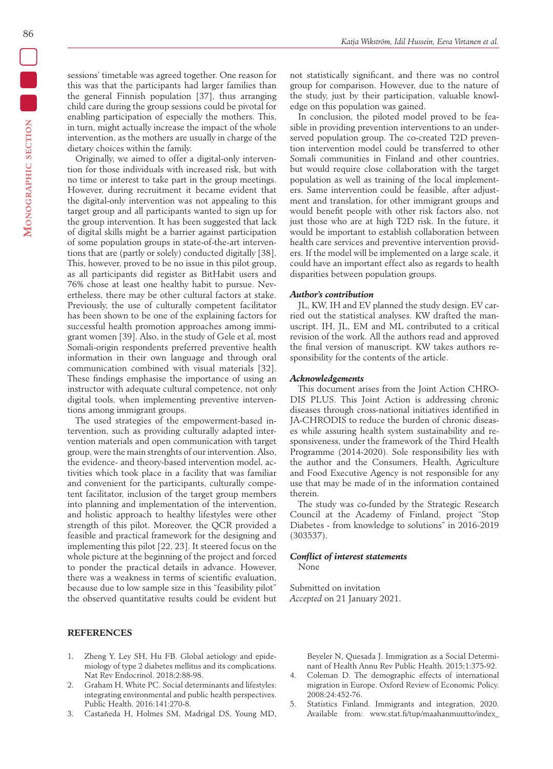sessions' timetable was agreed together. One reason for this was that the participants had larger families than the general Finnish population [37], thus arranging child care during the group sessions could be pivotal for enabling participation of especially the mothers. This, in turn, might actually increase the impact of the whole intervention, as the mothers are usually in charge of the dietary choices within the family.

Originally, we aimed to offer a digital-only intervention for those individuals with increased risk, but with no time or interest to take part in the group meetings. However, during recruitment it became evident that the digital-only intervention was not appealing to this target group and all participants wanted to sign up for the group intervention. It has been suggested that lack of digital skills might be a barrier against participation of some population groups in state-of-the-art interventions that are (partly or solely) conducted digitally [38]. This, however, proved to be no issue in this pilot group, as all participants did register as BitHabit users and 76% chose at least one healthy habit to pursue. Nevertheless, there may be other cultural factors at stake. Previously, the use of culturally competent facilitator has been shown to be one of the explaining factors for successful health promotion approaches among immigrant women [39]. Also, in the study of Gele et al, most Somali-origin respondents preferred preventive health information in their own language and through oral communication combined with visual materials [32]. These findings emphasise the importance of using an instructor with adequate cultural competence, not only digital tools, when implementing preventive interventions among immigrant groups.

The used strategies of the empowerment-based intervention, such as providing culturally adapted intervention materials and open communication with target group, were the main strenghts of our intervention. Also, the evidence- and theory-based intervention model, activities which took place in a facility that was familiar and convenient for the participants, culturally competent facilitator, inclusion of the target group members into planning and implementation of the intervention, and holistic approach to healthy lifestyles were other strength of this pilot. Moreover, the QCR provided a feasible and practical framework for the designing and implementing this pilot [22, 23]. It steered focus on the whole picture at the beginning of the project and forced to ponder the practical details in advance. However, there was a weakness in terms of scientific evaluation, because due to low sample size in this "feasibility pilot" the observed quantitative results could be evident but not statistically significant, and there was no control group for comparison. However, due to the nature of the study, just by their participation, valuable knowledge on this population was gained.

In conclusion, the piloted model proved to be feasible in providing prevention interventions to an underserved population group. The co-created T2D prevention intervention model could be transferred to other Somali communities in Finland and other countries, but would require close collaboration with the target population as well as training of the local implementers. Same intervention could be feasible, after adjustment and translation, for other immigrant groups and would benefit people with other risk factors also, not just those who are at high T2D risk. In the future, it would be important to establish collaboration between health care services and preventive intervention providers. If the model will be implemented on a large scale, it could have an important effect also as regards to health disparities between population groups.

### *Author's contribution*

JL, KW, IH and EV planned the study design. EV carried out the statistical analyses. KW drafted the manuscript. IH, JL, EM and ML contributed to a critical revision of the work. All the authors read and approved the final version of manuscript. KW takes authors responsibility for the contents of the article.

### *Acknowledgements*

This document arises from the Joint Action CHRODIS PLUS. This Joint Action is addressing chronic diseases through cross-national initiatives identified in JA-CHRODIS to reduce the burden of chronic diseases while assuring health system sustainability and responsiveness, under the framework of the Third Health Programme (2014-2020). Sole responsibility lies with the author and the Consumers, Health, Agriculture and Food Executive Agency is not responsible for any use that may be made of in the information contained therein.

The study was co-funded by the Strategic Research Council at the Academy of Finland, project "Stop Diabetes - from knowledge to solutions" in 2016-2019 (303537).

### *Conflict of interest statements*

None

Submitted on invitation
*Accepted* on 21 January 2021.

## REFERENCES

1. Zheng Y, Ley SH, Hu FB. Global aetiology and epidemiology of type 2 diabetes mellitus and its complications. Nat Rev Endocrinol. 2018;2:88-98.
2. Graham H, White PC. Social determinants and lifestyles: integrating environmental and public health perspectives. Public Health. 2016:141:270-8.
3. Castañeda H, Holmes SM, Madrigal DS, Young MD, Beyeler N, Quesada J. Immigration as a Social Determinant of Health Annu Rev Public Health. 2015;1:375-92.
4. Coleman D. The demographic effects of international migration in Europe. Oxford Review of Economic Policy. 2008:24:452-76.
5. Statistics Finland. Immigrants and integration, 2020. Available from: www.stat.fi/tup/maahanmuutto/index_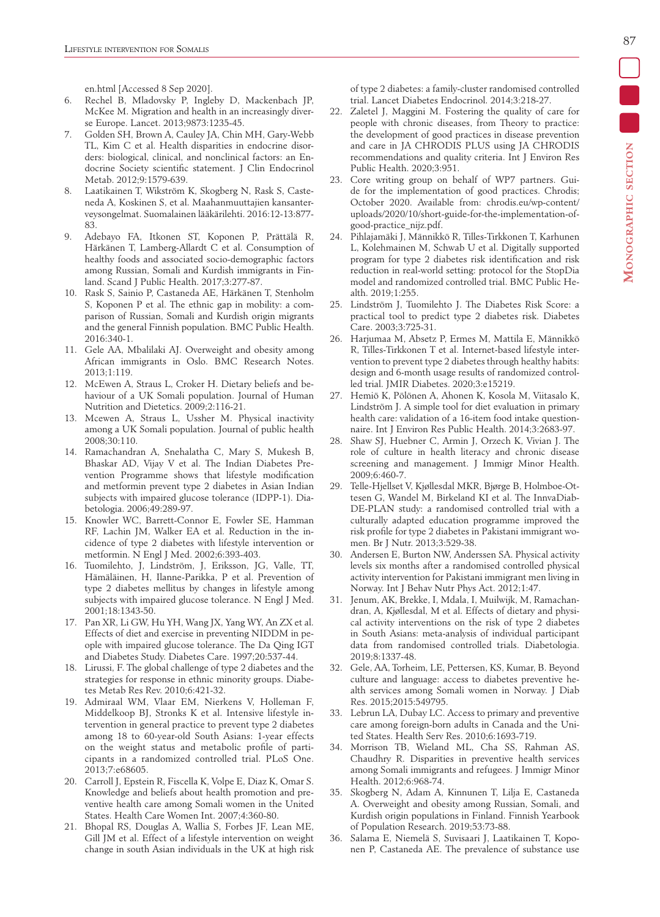en.html [Accessed 8 Sep 2020].

6. Rechel B, Mladovsky P, Ingleby D, Mackenbach JP, McKee M. Migration and health in an increasingly diverse Europe. Lancet. 2013;9873:1235-45.
7. Golden SH, Brown A, Cauley JA, Chin MH, Gary-Webb TL, Kim C et al. Health disparities in endocrine disorders: biological, clinical, and nonclinical factors: an Endocrine Society scientific statement. J Clin Endocrinol Metab. 2012;9:1579-639.
8. Laatikainen T, Wikström K, Skogberg N, Rask S, Castaneda A, Koskinen S, et al. Maahanmuuttajien kansanterveysongelmat. Suomalainen lääkärilehti. 2016:12-13:877-83.
9. Adebayo FA, Itkonen ST, Koponen P, Prättälä R, Härkänen T, Lamberg-Allardt C et al. Consumption of healthy foods and associated socio-demographic factors among Russian, Somali and Kurdish immigrants in Finland. Scand J Public Health. 2017;3:277-87.
10. Rask S, Sainio P, Castaneda AE, Härkänen T, Stenholm S, Koponen P et al. The ethnic gap in mobility: a comparison of Russian, Somali and Kurdish origin migrants and the general Finnish population. BMC Public Health. 2016:340-1.
11. Gele AA, Mbalilaki AJ. Overweight and obesity among African immigrants in Oslo. BMC Research Notes. 2013;1:119.
12. McEwen A, Straus L, Croker H. Dietary beliefs and behaviour of a UK Somali population. Journal of Human Nutrition and Dietetics. 2009;2:116-21.
13. Mcewen A, Straus L, Ussher M. Physical inactivity among a UK Somali population. Journal of public health 2008;30:110.
14. Ramachandran A, Snehalatha C, Mary S, Mukesh B, Bhaskar AD, Vijay V et al. The Indian Diabetes Prevention Programme shows that lifestyle modification and metformin prevent type 2 diabetes in Asian Indian subjects with impaired glucose tolerance (IDPP-1). Diabetologia. 2006;49:289-97.
15. Knowler WC, Barrett-Connor E, Fowler SE, Hamman RF, Lachin JM, Walker EA et al. Reduction in the incidence of type 2 diabetes with lifestyle intervention or metformin. N Engl J Med. 2002;6:393-403.
16. Tuomilehto, J, Lindström, J, Eriksson, JG, Valle, TT, Hämäläinen, H, Ilanne-Parikka, P et al. Prevention of type 2 diabetes mellitus by changes in lifestyle among subjects with impaired glucose tolerance. N Engl J Med. 2001;18:1343-50.
17. Pan XR, Li GW, Hu YH, Wang JX, Yang WY, An ZX et al. Effects of diet and exercise in preventing NIDDM in people with impaired glucose tolerance. The Da Qing IGT and Diabetes Study. Diabetes Care. 1997;20:537-44.
18. Lirussi, F. The global challenge of type 2 diabetes and the strategies for response in ethnic minority groups. Diabetes Metab Res Rev. 2010;6:421-32.
19. Admiraal WM, Vlaar EM, Nierkens V, Holleman F, Middelkoop BJ, Stronks K et al. Intensive lifestyle intervention in general practice to prevent type 2 diabetes among 18 to 60-year-old South Asians: 1-year effects on the weight status and metabolic profile of participants in a randomized controlled trial. PLoS One. 2013;7:e68605.
20. Carroll J, Epstein R, Fiscella K, Volpe E, Diaz K, Omar S. Knowledge and beliefs about health promotion and preventive health care among Somali women in the United States. Health Care Women Int. 2007;4:360-80.
21. Bhopal RS, Douglas A, Wallia S, Forbes JF, Lean ME, Gill JM et al. Effect of a lifestyle intervention on weight change in south Asian individuals in the UK at high risk of type 2 diabetes: a family-cluster randomised controlled trial. Lancet Diabetes Endocrinol. 2014;3:218-27.
22. Zaletel J, Maggini M. Fostering the quality of care for people with chronic diseases, from Theory to practice: the development of good practices in disease prevention and care in JA CHRODIS PLUS using JA CHRODIS recommendations and quality criteria. Int J Environ Res Public Health. 2020;3:951.
23. Core writing group on behalf of WP7 partners. Guide for the implementation of good practices. Chrodis; October 2020. Available from: chrodis.eu/wp-content/uploads/2020/10/short-guide-for-the-implementation-of-good-practice_nijz.pdf.
24. Pihlajamäki J, Männikkö R, Tilles-Tirkkonen T, Karhunen L, Kolehmainen M, Schwab U et al. Digitally supported program for type 2 diabetes risk identification and risk reduction in real-world setting: protocol for the StopDia model and randomized controlled trial. BMC Public Health. 2019;1:255.
25. Lindström J, Tuomilehto J. The Diabetes Risk Score: a practical tool to predict type 2 diabetes risk. Diabetes Care. 2003;3:725-31.
26. Harjumaa M, Absetz P, Ermes M, Mattila E, Männikkö R, Tilles-Tirkkonen T et al. Internet-based lifestyle intervention to prevent type 2 diabetes through healthy habits: design and 6-month usage results of randomized controlled trial. JMIR Diabetes. 2020;3:e15219.
27. Hemiö K, Pölönen A, Ahonen K, Kosola M, Viitasalo K, Lindström J. A simple tool for diet evaluation in primary health care: validation of a 16-item food intake questionnaire. Int J Environ Res Public Health. 2014;3:2683-97.
28. Shaw SJ, Huebner C, Armin J, Orzech K, Vivian J. The role of culture in health literacy and chronic disease screening and management. J Immigr Minor Health. 2009;6:460-7.
29. Telle-Hjellset V, Kjøllesdal MKR, Bjørge B, Holmboe-Ottesen G, Wandel M, Birkeland KI et al. The InnvaDiab-DE-PLAN study: a randomised controlled trial with a culturally adapted education programme improved the risk profile for type 2 diabetes in Pakistani immigrant women. Br J Nutr. 2013;3:529-38.
30. Andersen E, Burton NW, Anderssen SA. Physical activity levels six months after a randomised controlled physical activity intervention for Pakistani immigrant men living in Norway. Int J Behav Nutr Phys Act. 2012;1:47.
31. Jenum, AK, Brekke, I, Mdala, I, Muilwijk, M, Ramachandran, A, Kjøllesdal, M et al. Effects of dietary and physical activity interventions on the risk of type 2 diabetes in South Asians: meta-analysis of individual participant data from randomised controlled trials. Diabetologia. 2019;8:1337-48.
32. Gele, AA, Torheim, LE, Pettersen, KS, Kumar, B. Beyond culture and language: access to diabetes preventive health services among Somali women in Norway. J Diab Res. 2015;2015:549795.
33. Lebrun LA, Dubay LC. Access to primary and preventive care among foreign-born adults in Canada and the United States. Health Serv Res. 2010;6:1693-719.
34. Morrison TB, Wieland ML, Cha SS, Rahman AS, Chaudhry R. Disparities in preventive health services among Somali immigrants and refugees. J Immigr Minor Health. 2012;6:968-74.
35. Skogberg N, Adam A, Kinnunen T, Lilja E, Castaneda A. Overweight and obesity among Russian, Somali, and Kurdish origin populations in Finland. Finnish Yearbook of Population Research. 2019;53:73-88.
36. Salama E, Niemelä S, Suvisaari J, Laatikainen T, Koponen P, Castaneda AE. The prevalence of substance use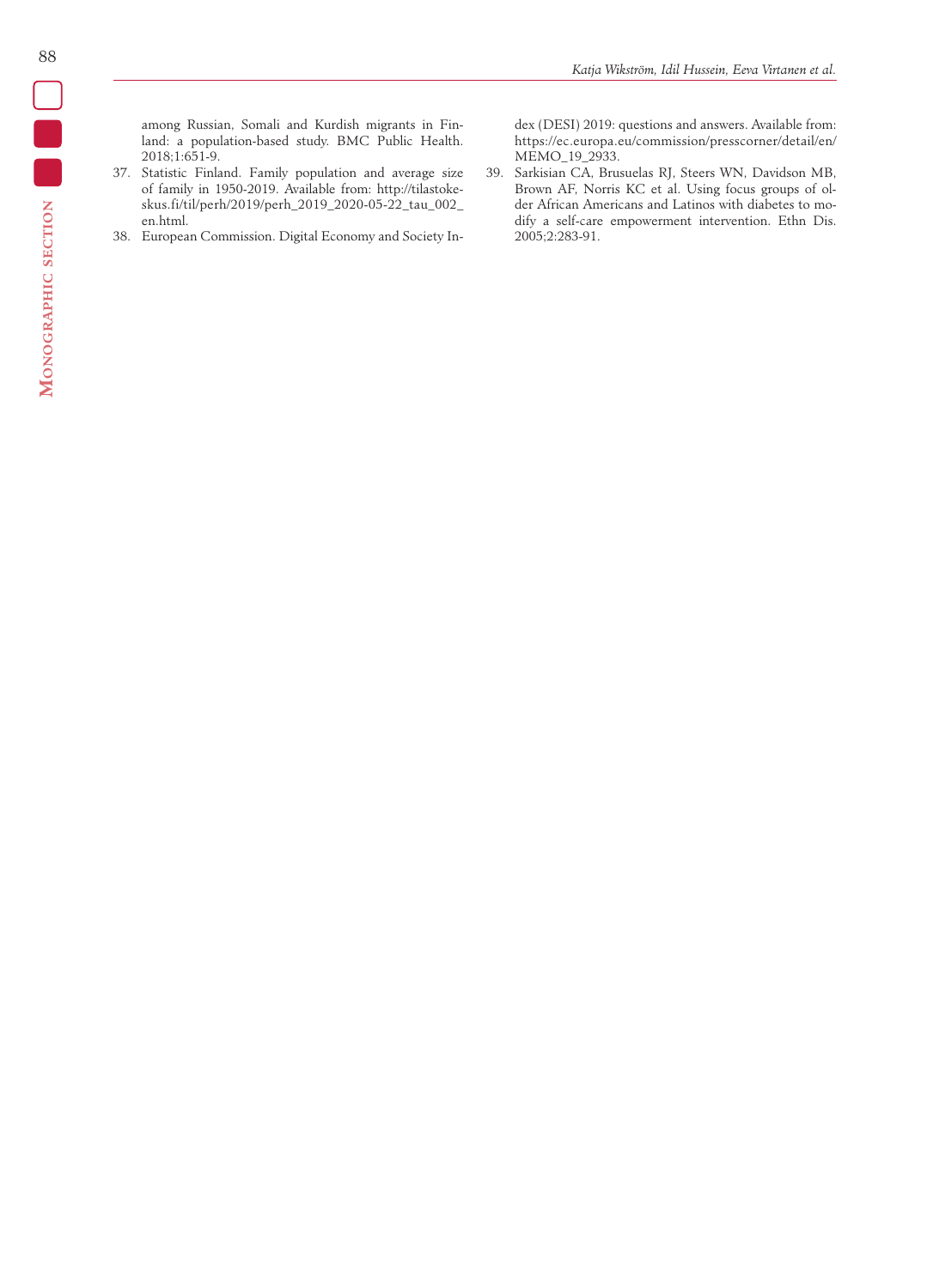among Russian, Somali and Kurdish migrants in Finland: a population-based study. BMC Public Health. 2018;1:651-9.

37. Statistic Finland. Family population and average size of family in 1950-2019. Available from: http://tilastokeskus.fi/til/perh/2019/perh_2019_2020-05-22_tau_002_en.html.
38. European Commission. Digital Economy and Society Index (DESI) 2019: questions and answers. Available from: https://ec.europa.eu/commission/presscorner/detail/en/MEMO_19_2933.
39. Sarkisian CA, Brusuelas RJ, Steers WN, Davidson MB, Brown AF, Norris KC et al. Using focus groups of older African Americans and Latinos with diabetes to modify a self-care empowerment intervention. Ethn Dis. 2005;2:283-91.